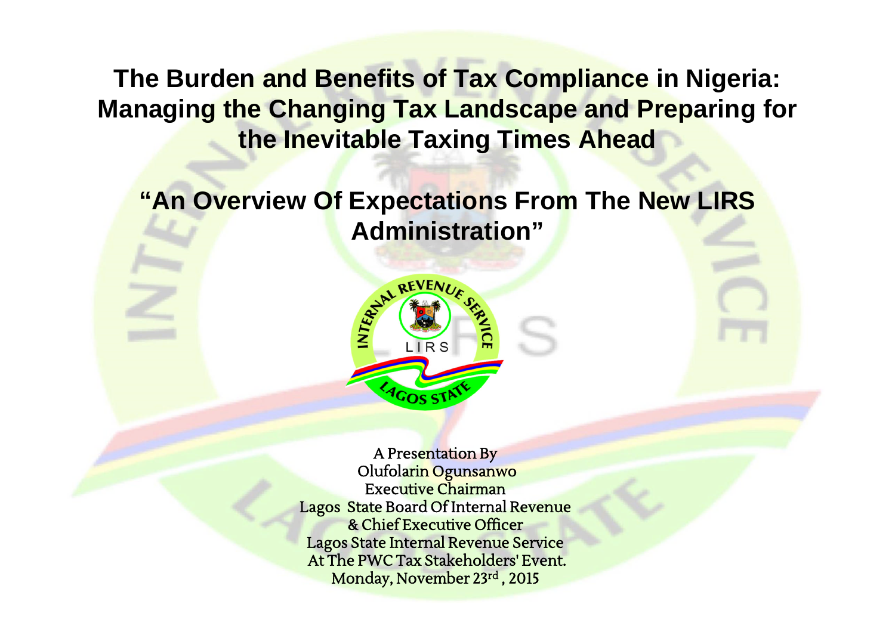# The Burden and Benefits of Tax Compliance in Nigeria: Managing the Changing Tax Landscape and Preparing for the Inevitable Taxing Times Ahead

## "An Overview Of Expectations From The New LIRS Administration"

A Presentation By
Olufolarin Ogunsanwo
Executive Chairman
Lagos State Board Of Internal Revenue
& Chief Executive Officer
Lagos State Internal Revenue Service
At The PWC Tax Stakeholders' Event.
Monday, November 23rd, 2015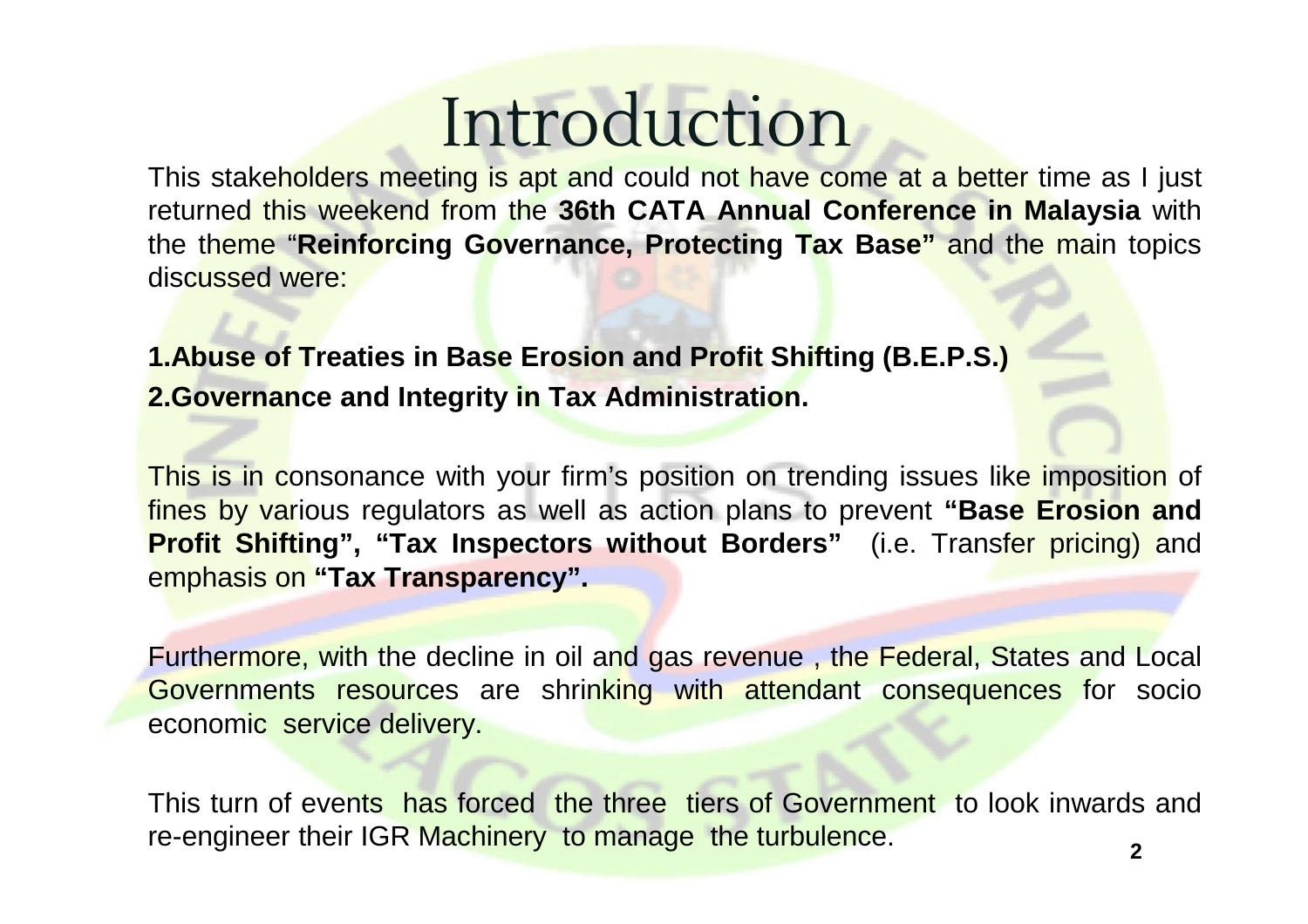# Introduction

This stakeholders meeting is apt and could not have come at a better time as I just returned this weekend from the **36th CATA Annual Conference in Malaysia** with the theme "**Reinforcing Governance, Protecting Tax Base"** and the main topics discussed were:

1. **Abuse of Treaties in Base Erosion and Profit Shifting (B.E.P.S.)**
2. **Governance and Integrity in Tax Administration.**

This is in consonance with your firm's position on trending issues like imposition of fines by various regulators as well as action plans to prevent **"Base Erosion and Profit Shifting", "Tax Inspectors without Borders"** (i.e. Transfer pricing) and emphasis on **"Tax Transparency".**

Furthermore, with the decline in oil and gas revenue , the Federal, States and Local Governments resources are shrinking with attendant consequences for socio economic service delivery.

This turn of events has forced the three tiers of Government to look inwards and re-engineer their IGR Machinery to manage the turbulence.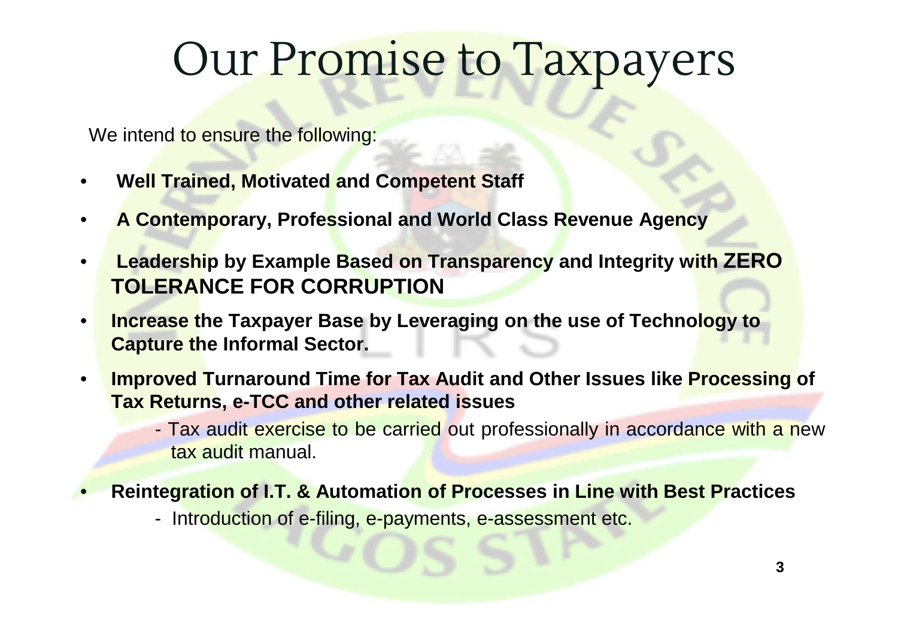# Our Promise to Taxpayers

We intend to ensure the following:

- **Well Trained, Motivated and Competent Staff**
- **A Contemporary, Professional and World Class Revenue Agency**
- **Leadership by Example Based on Transparency and Integrity with ZERO TOLERANCE FOR CORRUPTION**
- **Increase the Taxpayer Base by Leveraging on the use of Technology to Capture the Informal Sector.**
- **Improved Turnaround Time for Tax Audit and Other Issues like Processing of Tax Returns, e-TCC and other related issues**
  - Tax audit exercise to be carried out professionally in accordance with a new tax audit manual.
- **Reintegration of I.T. & Automation of Processes in Line with Best Practices**
  - Introduction of e-filing, e-payments, e-assessment etc.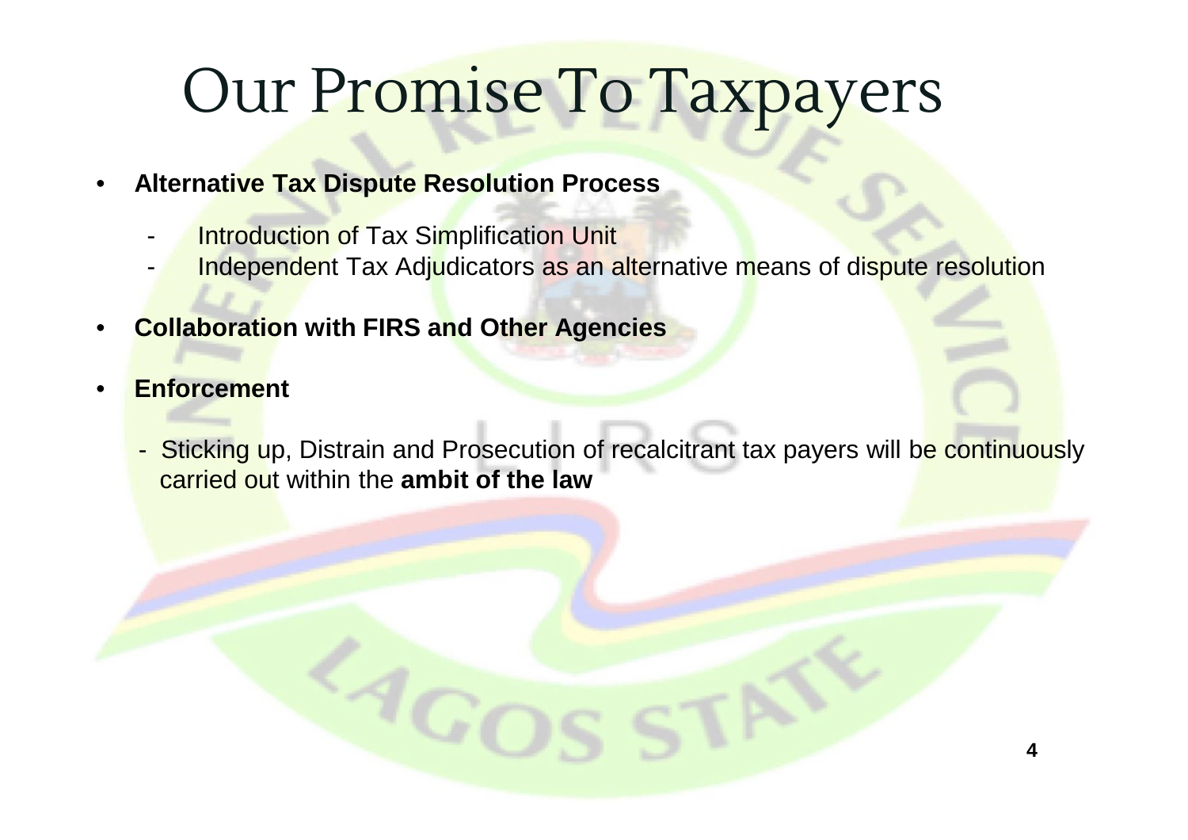# Our Promise To Taxpayers

- **Alternative Tax Dispute Resolution Process**
  - Introduction of Tax Simplification Unit
  - Independent Tax Adjudicators as an alternative means of dispute resolution

- **Collaboration with FIRS and Other Agencies**

- **Enforcement**
  - Sticking up, Distrain and Prosecution of recalcitrant tax payers will be continuously carried out within the **ambit of the law**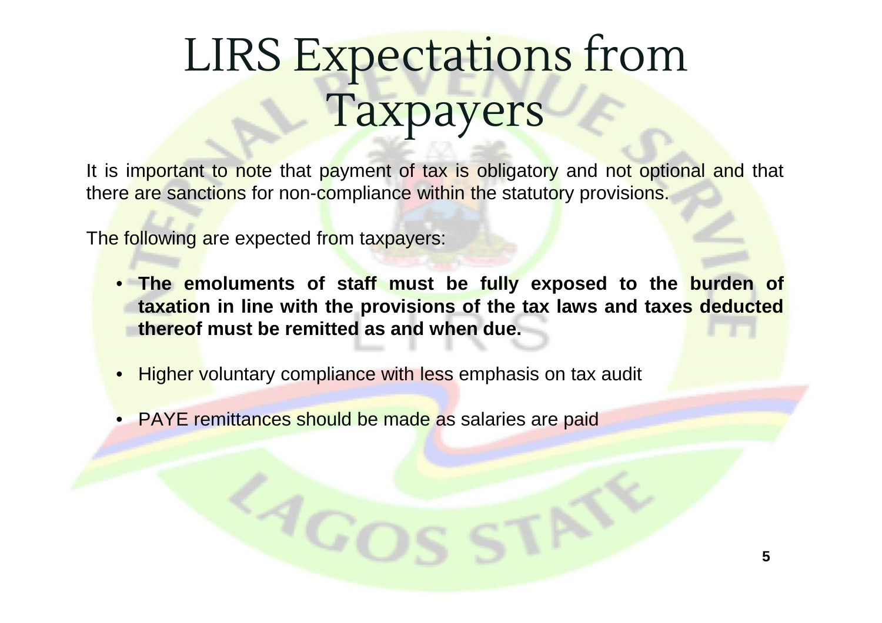# LIRS Expectations from Taxpayers

It is important to note that payment of tax is obligatory and not optional and that there are sanctions for non-compliance within the statutory provisions.

The following are expected from taxpayers:

- **The emoluments of staff must be fully exposed to the burden of taxation in line with the provisions of the tax laws and taxes deducted thereof must be remitted as and when due.**
- Higher voluntary compliance with less emphasis on tax audit
- PAYE remittances should be made as salaries are paid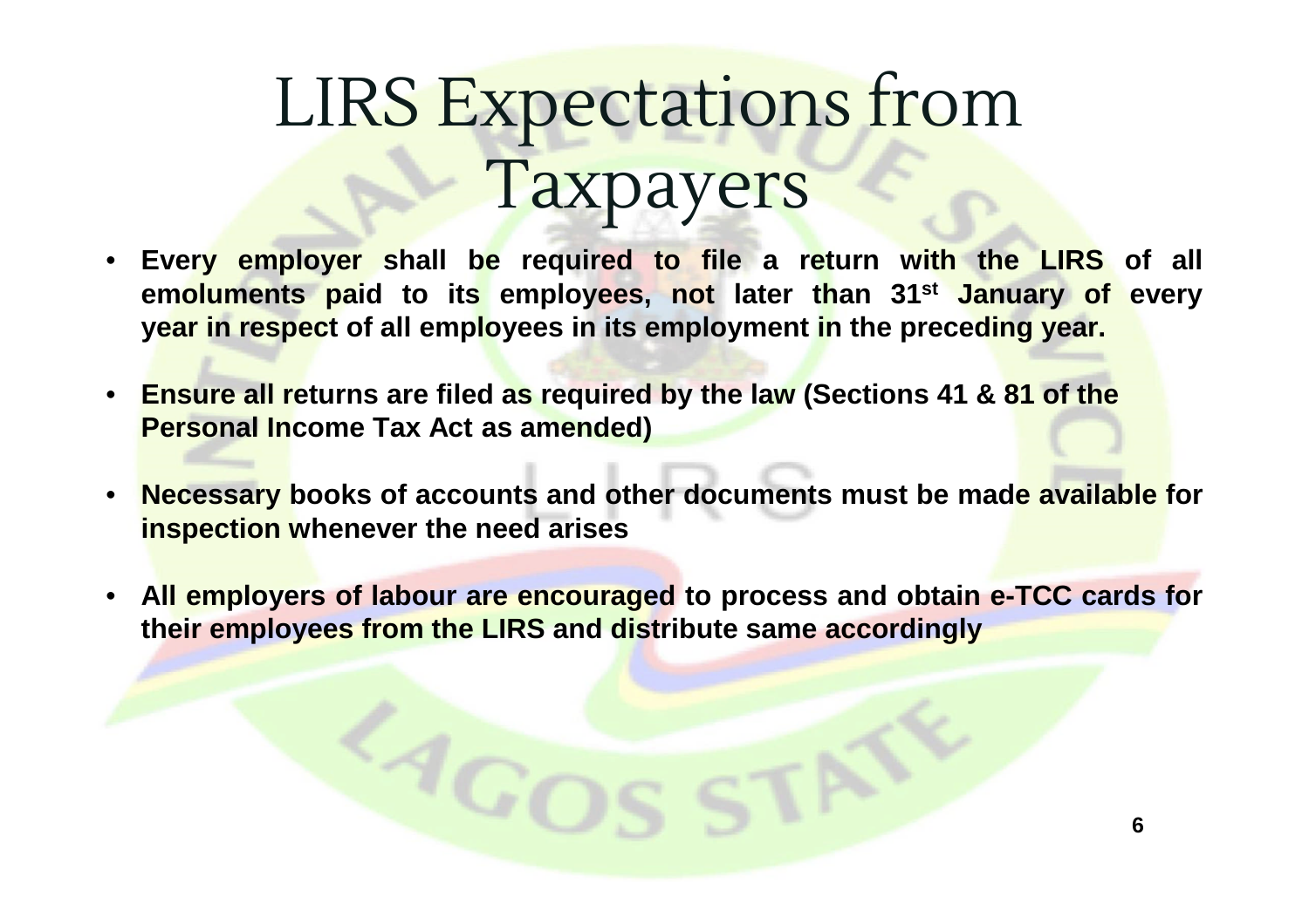# LIRS Expectations from Taxpayers

- **Every employer shall be required to file a return with the LIRS of all emoluments paid to its employees, not later than 31st January of every year in respect of all employees in its employment in the preceding year.**
- **Ensure all returns are filed as required by the law (Sections 41 & 81 of the Personal Income Tax Act as amended)**
- **Necessary books of accounts and other documents must be made available for inspection whenever the need arises**
- **All employers of labour are encouraged to process and obtain e-TCC cards for their employees from the LIRS and distribute same accordingly**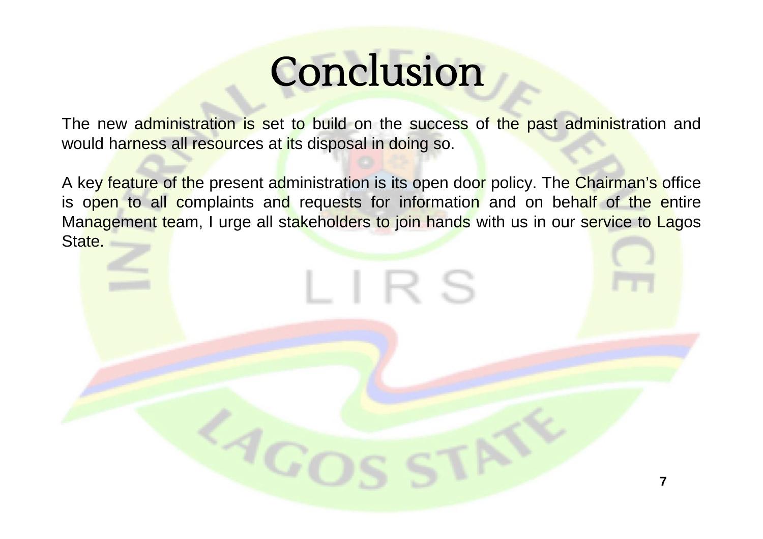# Conclusion

The new administration is set to build on the success of the past administration and would harness all resources at its disposal in doing so.

A key feature of the present administration is its open door policy. The Chairman's office is open to all complaints and requests for information and on behalf of the entire Management team, I urge all stakeholders to join hands with us in our service to Lagos State.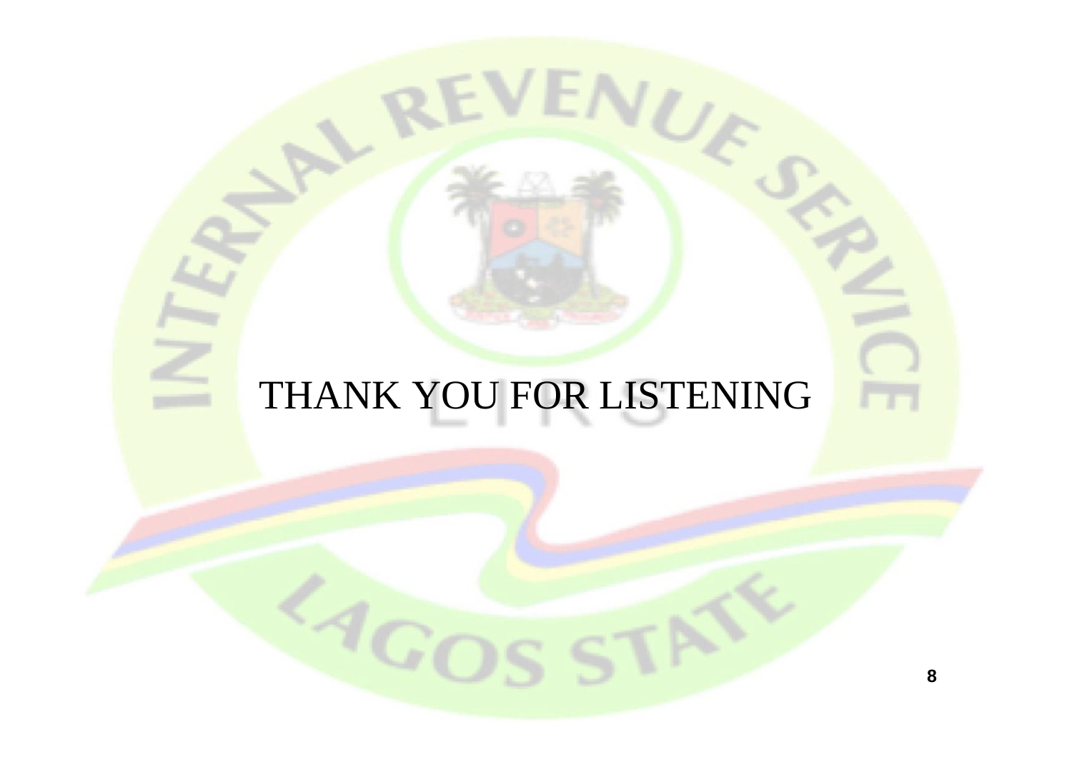THANK YOU FOR LISTENING